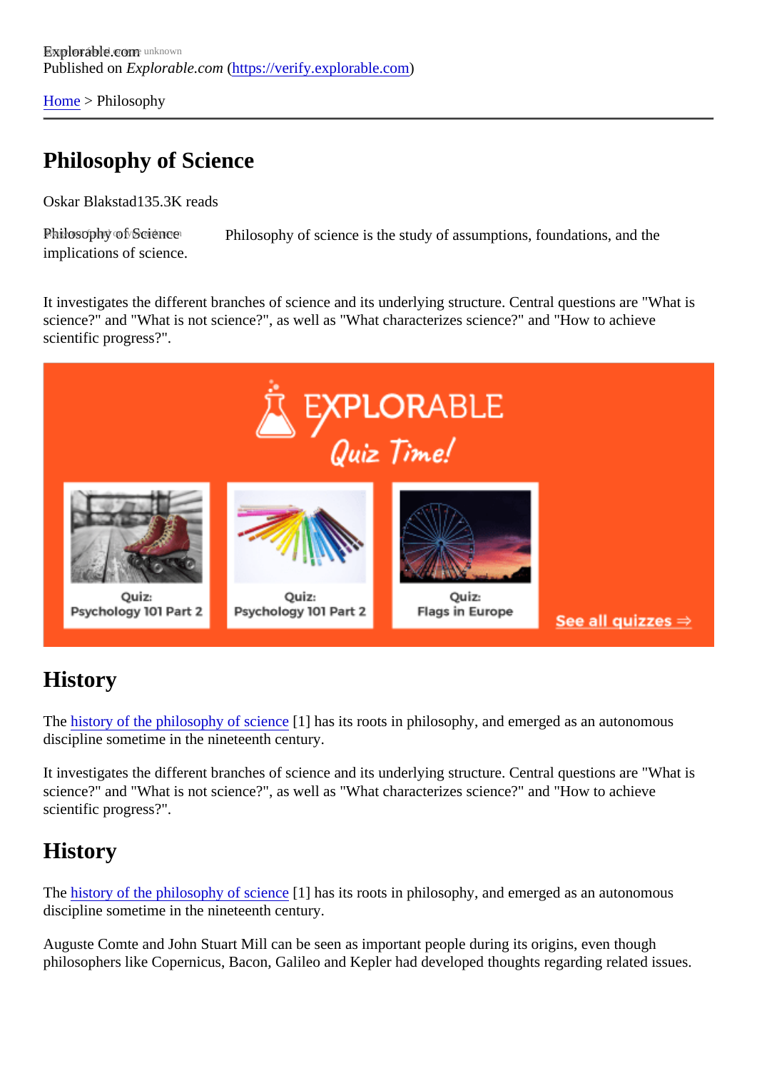Explorable.com
Published on *Explorable.com* (https://verify.explorable.com)

Home > Philosophy

# Philosophy of Science

Oskar Blakstad135.3K reads

Philosophy of science is the study of assumptions, foundations, and the implications of science.

It investigates the different branches of science and its underlying structure. Central questions are "What is science?" and "What is not science?", as well as "What characterizes science?" and "How to achieve scientific progress?".

## History

The history of the philosophy of science [1] has its roots in philosophy, and emerged as an autonomous discipline sometime in the nineteenth century.

It investigates the different branches of science and its underlying structure. Central questions are "What is science?" and "What is not science?", as well as "What characterizes science?" and "How to achieve scientific progress?".

## History

The history of the philosophy of science [1] has its roots in philosophy, and emerged as an autonomous discipline sometime in the nineteenth century.

Auguste Comte and John Stuart Mill can be seen as important people during its origins, even though philosophers like Copernicus, Bacon, Galileo and Kepler had developed thoughts regarding related issues.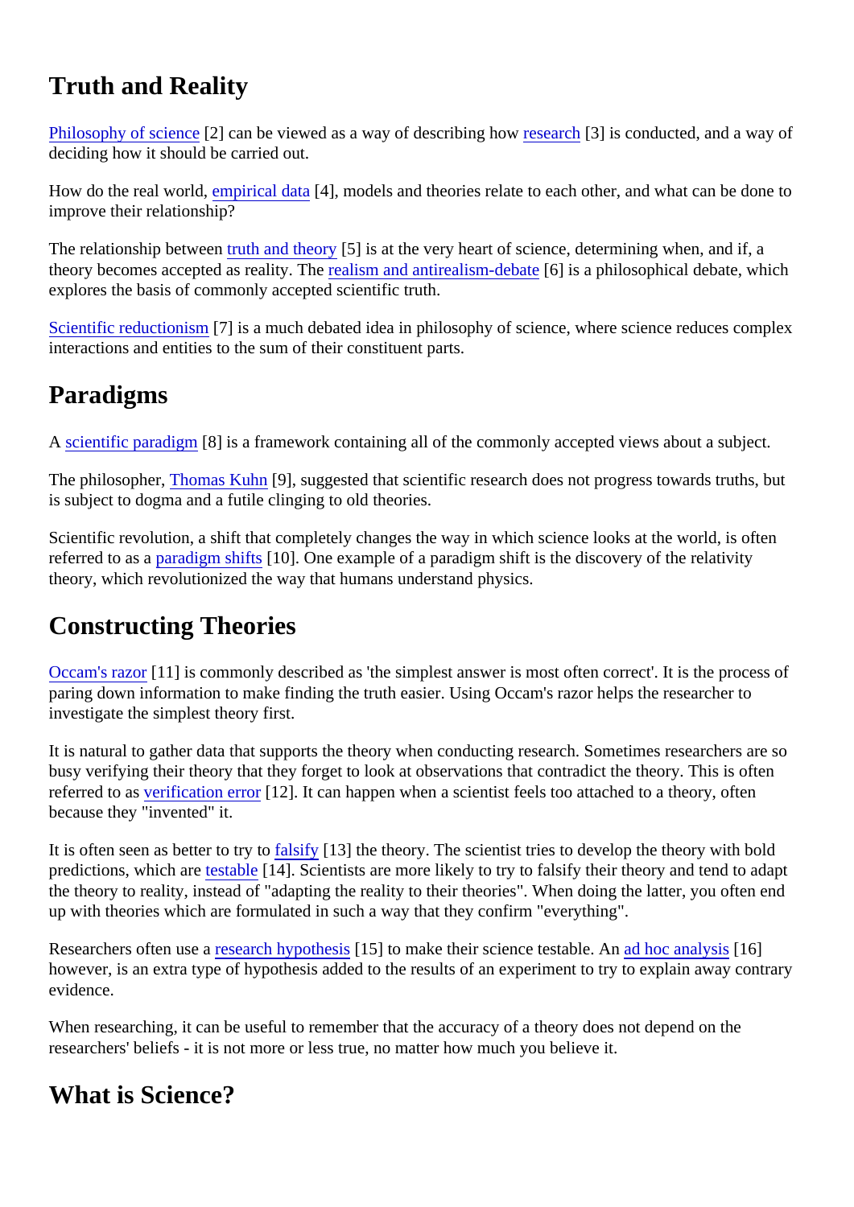## Truth and Reality

Philosophy of science [2] can be viewed as a way of describing how research [3] is conducted, and a way of deciding how it should be carried out.

How do the real world, empirical data [4], models and theories relate to each other, and what can be done to improve their relationship?

The relationship between truth and theory [5] is at the very heart of science, determining when, and if, a theory becomes accepted as reality. The realism and antirealism-debate [6] is a philosophical debate, which explores the basis of commonly accepted scientific truth.

Scientific reductionism [7] is a much debated idea in philosophy of science, where science reduces complex interactions and entities to the sum of their constituent parts.

## Paradigms

A scientific paradigm [8] is a framework containing all of the commonly accepted views about a subject.

The philosopher, Thomas Kuhn [9], suggested that scientific research does not progress towards truths, but is subject to dogma and a futile clinging to old theories.

Scientific revolution, a shift that completely changes the way in which science looks at the world, is often referred to as a paradigm shifts [10]. One example of a paradigm shift is the discovery of the relativity theory, which revolutionized the way that humans understand physics.

## Constructing Theories

Occam's razor [11] is commonly described as 'the simplest answer is most often correct'. It is the process of paring down information to make finding the truth easier. Using Occam's razor helps the researcher to investigate the simplest theory first.

It is natural to gather data that supports the theory when conducting research. Sometimes researchers are so busy verifying their theory that they forget to look at observations that contradict the theory. This is often referred to as verification error [12]. It can happen when a scientist feels too attached to a theory, often because they "invented" it.

It is often seen as better to try to falsify [13] the theory. The scientist tries to develop the theory with bold predictions, which are testable [14]. Scientists are more likely to try to falsify their theory and tend to adapt the theory to reality, instead of "adapting the reality to their theories". When doing the latter, you often end up with theories which are formulated in such a way that they confirm "everything".

Researchers often use a research hypothesis [15] to make their science testable. An ad hoc analysis [16] however, is an extra type of hypothesis added to the results of an experiment to try to explain away contrary evidence.

When researching, it can be useful to remember that the accuracy of a theory does not depend on the researchers' beliefs - it is not more or less true, no matter how much you believe it.

## What is Science?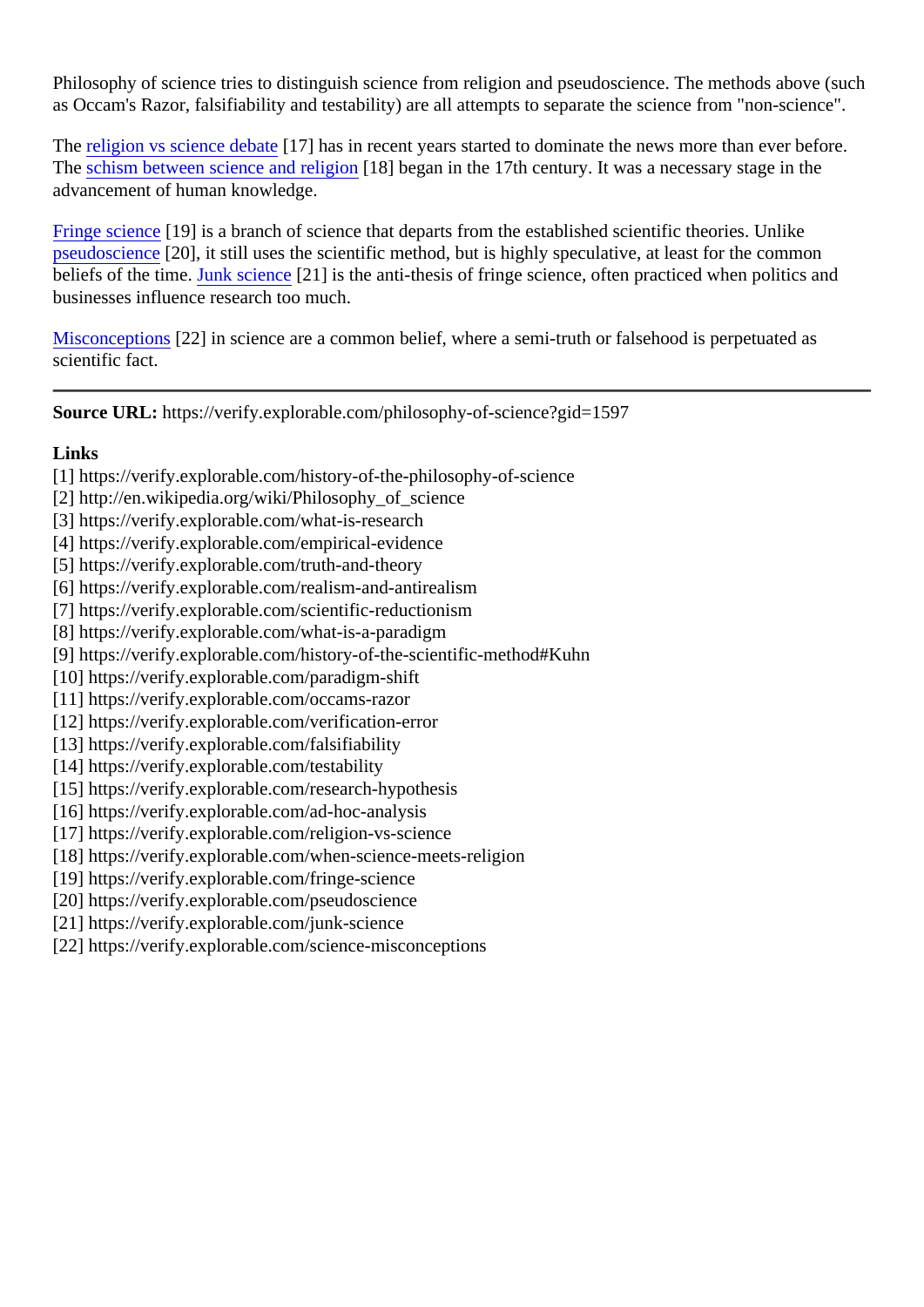Philosophy of science tries to distinguish science from religion and pseudoscience. The methods above (such as Occam's Razor, falsifiability and testability) are all attempts to separate the science from "non-science".

The religion vs science debate [17] has in recent years started to dominate the news more than ever before. The schism between science and religion [18] began in the 17th century. It was a necessary stage in the advancement of human knowledge.

Fringe science [19] is a branch of science that departs from the established scientific theories. Unlike pseudoscience [20], it still uses the scientific method, but is highly speculative, at least for the common beliefs of the time. Junk science [21] is the anti-thesis of fringe science, often practiced when politics and businesses influence research too much.

Misconceptions [22] in science are a common belief, where a semi-truth or falsehood is perpetuated as scientific fact.

---

**Source URL:** https://verify.explorable.com/philosophy-of-science?gid=1597

**Links**

[1] https://verify.explorable.com/history-of-the-philosophy-of-science
[2] http://en.wikipedia.org/wiki/Philosophy_of_science
[3] https://verify.explorable.com/what-is-research
[4] https://verify.explorable.com/empirical-evidence
[5] https://verify.explorable.com/truth-and-theory
[6] https://verify.explorable.com/realism-and-antirealism
[7] https://verify.explorable.com/scientific-reductionism
[8] https://verify.explorable.com/what-is-a-paradigm
[9] https://verify.explorable.com/history-of-the-scientific-method#Kuhn
[10] https://verify.explorable.com/paradigm-shift
[11] https://verify.explorable.com/occams-razor
[12] https://verify.explorable.com/verification-error
[13] https://verify.explorable.com/falsifiability
[14] https://verify.explorable.com/testability
[15] https://verify.explorable.com/research-hypothesis
[16] https://verify.explorable.com/ad-hoc-analysis
[17] https://verify.explorable.com/religion-vs-science
[18] https://verify.explorable.com/when-science-meets-religion
[19] https://verify.explorable.com/fringe-science
[20] https://verify.explorable.com/pseudoscience
[21] https://verify.explorable.com/junk-science
[22] https://verify.explorable.com/science-misconceptions